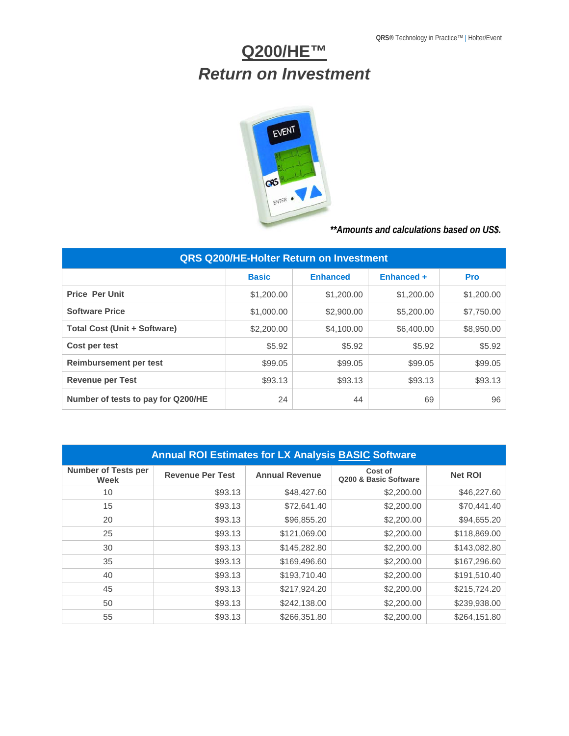# Q200/HE™

## *Return on Investment*

***Amounts and calculations based on US$.*

| QRS Q200/HE-Holter Return on Investment | | | | |
|---|---|---|---|---|
| | **Basic** | **Enhanced** | **Enhanced +** | **Pro** |
| **Price Per Unit** | $1,200.00 | $1,200.00 | $1,200.00 | $1,200.00 |
| **Software Price** | $1,000.00 | $2,900.00 | $5,200.00 | $7,750.00 |
| **Total Cost (Unit + Software)** | $2,200.00 | $4,100.00 | $6,400.00 | $8,950.00 |
| **Cost per test** | $5.92 | $5.92 | $5.92 | $5.92 |
| **Reimbursement per test** | $99.05 | $99.05 | $99.05 | $99.05 |
| **Revenue per Test** | $93.13 | $93.13 | $93.13 | $93.13 |
| **Number of tests to pay for Q200/HE** | 24 | 44 | 69 | 96 |

| Annual ROI Estimates for LX Analysis BASIC Software | | | | |
|---|---|---|---|---|
| **Number of Tests per Week** | **Revenue Per Test** | **Annual Revenue** | **Cost of Q200 & Basic Software** | **Net ROI** |
| 10 | $93.13 | $48,427.60 | $2,200.00 | $46,227.60 |
| 15 | $93.13 | $72,641.40 | $2,200.00 | $70,441.40 |
| 20 | $93.13 | $96,855.20 | $2,200.00 | $94,655.20 |
| 25 | $93.13 | $121,069.00 | $2,200.00 | $118,869.00 |
| 30 | $93.13 | $145,282.80 | $2,200.00 | $143,082.80 |
| 35 | $93.13 | $169,496.60 | $2,200.00 | $167,296.60 |
| 40 | $93.13 | $193,710.40 | $2,200.00 | $191,510.40 |
| 45 | $93.13 | $217,924.20 | $2,200.00 | $215,724.20 |
| 50 | $93.13 | $242,138.00 | $2,200.00 | $239,938.00 |
| 55 | $93.13 | $266,351.80 | $2,200.00 | $264,151.80 |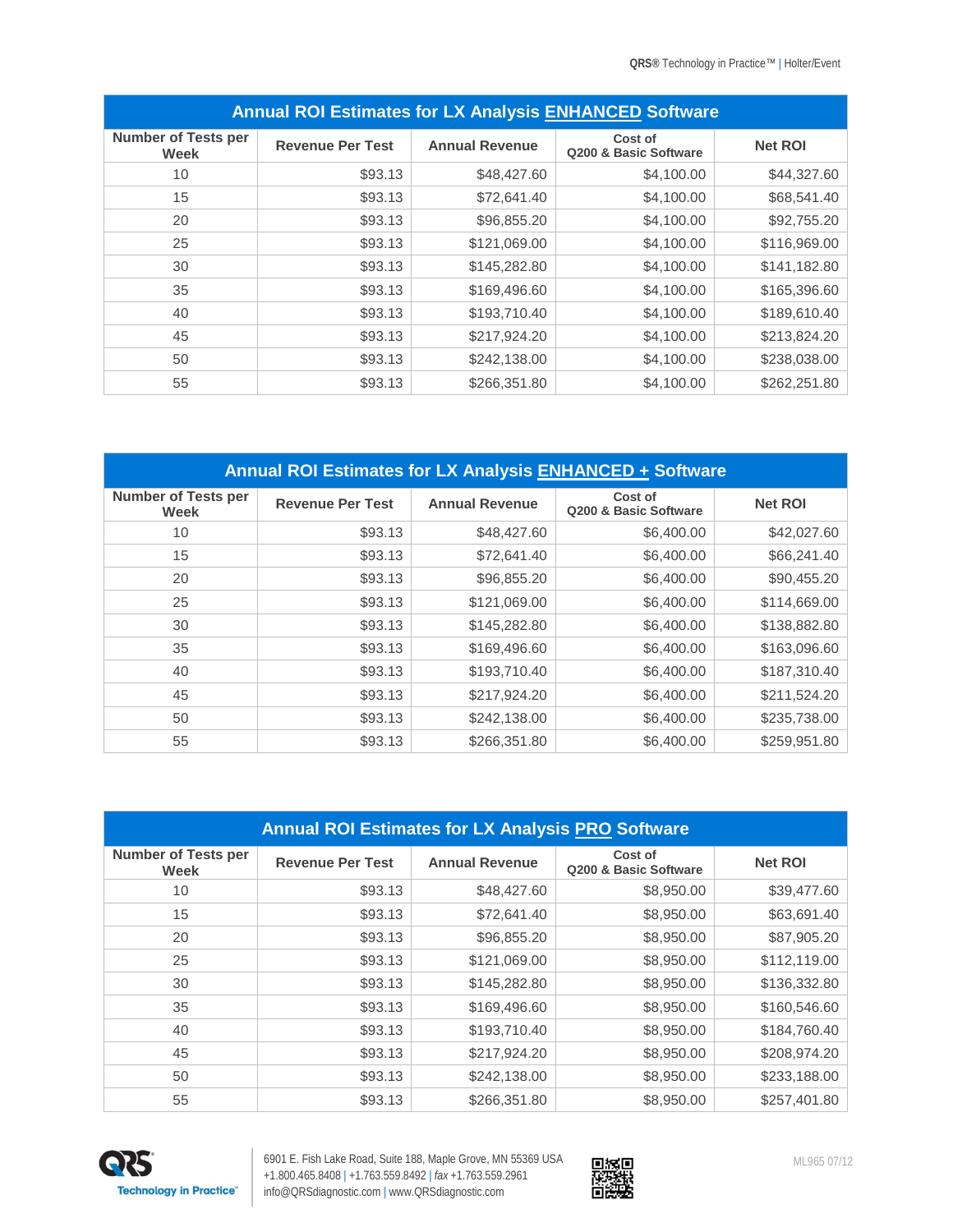| Annual ROI Estimates for LX Analysis ENHANCED Software | | | | |
|---|---|---|---|---|
| Number of Tests per Week | Revenue Per Test | Annual Revenue | Cost of Q200 & Basic Software | Net ROI |
| 10 | $93.13 | $48,427.60 | $4,100.00 | $44,327.60 |
| 15 | $93.13 | $72,641.40 | $4,100.00 | $68,541.40 |
| 20 | $93.13 | $96,855.20 | $4,100.00 | $92,755.20 |
| 25 | $93.13 | $121,069.00 | $4,100.00 | $116,969.00 |
| 30 | $93.13 | $145,282.80 | $4,100.00 | $141,182.80 |
| 35 | $93.13 | $169,496.60 | $4,100.00 | $165,396.60 |
| 40 | $93.13 | $193,710.40 | $4,100.00 | $189,610.40 |
| 45 | $93.13 | $217,924.20 | $4,100.00 | $213,824.20 |
| 50 | $93.13 | $242,138.00 | $4,100.00 | $238,038.00 |
| 55 | $93.13 | $266,351.80 | $4,100.00 | $262,251.80 |

| Annual ROI Estimates for LX Analysis ENHANCED + Software | | | | |
|---|---|---|---|---|
| Number of Tests per Week | Revenue Per Test | Annual Revenue | Cost of Q200 & Basic Software | Net ROI |
| 10 | $93.13 | $48,427.60 | $6,400.00 | $42,027.60 |
| 15 | $93.13 | $72,641.40 | $6,400.00 | $66,241.40 |
| 20 | $93.13 | $96,855.20 | $6,400.00 | $90,455.20 |
| 25 | $93.13 | $121,069.00 | $6,400.00 | $114,669.00 |
| 30 | $93.13 | $145,282.80 | $6,400.00 | $138,882.80 |
| 35 | $93.13 | $169,496.60 | $6,400.00 | $163,096.60 |
| 40 | $93.13 | $193,710.40 | $6,400.00 | $187,310.40 |
| 45 | $93.13 | $217,924.20 | $6,400.00 | $211,524.20 |
| 50 | $93.13 | $242,138.00 | $6,400.00 | $235,738.00 |
| 55 | $93.13 | $266,351.80 | $6,400.00 | $259,951.80 |

| Annual ROI Estimates for LX Analysis PRO Software | | | | |
|---|---|---|---|---|
| Number of Tests per Week | Revenue Per Test | Annual Revenue | Cost of Q200 & Basic Software | Net ROI |
| 10 | $93.13 | $48,427.60 | $8,950.00 | $39,477.60 |
| 15 | $93.13 | $72,641.40 | $8,950.00 | $63,691.40 |
| 20 | $93.13 | $96,855.20 | $8,950.00 | $87,905.20 |
| 25 | $93.13 | $121,069.00 | $8,950.00 | $112,119.00 |
| 30 | $93.13 | $145,282.80 | $8,950.00 | $136,332.80 |
| 35 | $93.13 | $169,496.60 | $8,950.00 | $160,546.60 |
| 40 | $93.13 | $193,710.40 | $8,950.00 | $184,760.40 |
| 45 | $93.13 | $217,924.20 | $8,950.00 | $208,974.20 |
| 50 | $93.13 | $242,138.00 | $8,950.00 | $233,188.00 |
| 55 | $93.13 | $266,351.80 | $8,950.00 | $257,401.80 |

QRS Technology in Practice™

6901 E. Fish Lake Road, Suite 188, Maple Grove, MN 55369 USA
+1.800.465.8408 | +1.763.559.8492 | *fax* +1.763.559.2961
info@QRSdiagnostic.com | www.QRSdiagnostic.com

ML965 07/12